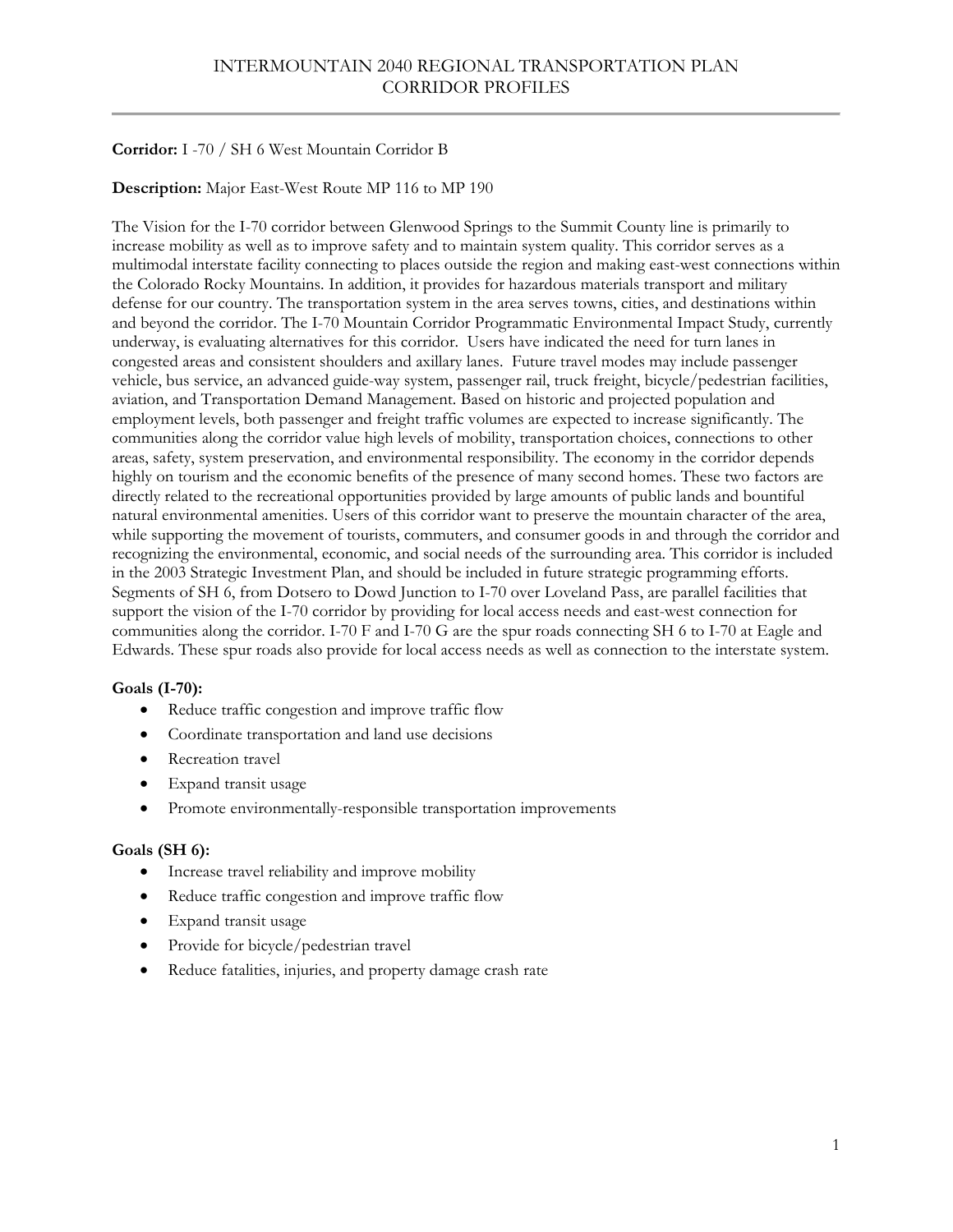# INTERMOUNTAIN 2040 REGIONAL TRANSPORTATION PLAN
## CORRIDOR PROFILES

**Corridor:** I -70 / SH 6 West Mountain Corridor B

**Description:** Major East-West Route MP 116 to MP 190

The Vision for the I-70 corridor between Glenwood Springs to the Summit County line is primarily to increase mobility as well as to improve safety and to maintain system quality. This corridor serves as a multimodal interstate facility connecting to places outside the region and making east-west connections within the Colorado Rocky Mountains. In addition, it provides for hazardous materials transport and military defense for our country. The transportation system in the area serves towns, cities, and destinations within and beyond the corridor. The I-70 Mountain Corridor Programmatic Environmental Impact Study, currently underway, is evaluating alternatives for this corridor. Users have indicated the need for turn lanes in congested areas and consistent shoulders and axillary lanes. Future travel modes may include passenger vehicle, bus service, an advanced guide-way system, passenger rail, truck freight, bicycle/pedestrian facilities, aviation, and Transportation Demand Management. Based on historic and projected population and employment levels, both passenger and freight traffic volumes are expected to increase significantly. The communities along the corridor value high levels of mobility, transportation choices, connections to other areas, safety, system preservation, and environmental responsibility. The economy in the corridor depends highly on tourism and the economic benefits of the presence of many second homes. These two factors are directly related to the recreational opportunities provided by large amounts of public lands and bountiful natural environmental amenities. Users of this corridor want to preserve the mountain character of the area, while supporting the movement of tourists, commuters, and consumer goods in and through the corridor and recognizing the environmental, economic, and social needs of the surrounding area. This corridor is included in the 2003 Strategic Investment Plan, and should be included in future strategic programming efforts. Segments of SH 6, from Dotsero to Dowd Junction to I-70 over Loveland Pass, are parallel facilities that support the vision of the I-70 corridor by providing for local access needs and east-west connection for communities along the corridor. I-70 F and I-70 G are the spur roads connecting SH 6 to I-70 at Eagle and Edwards. These spur roads also provide for local access needs as well as connection to the interstate system.

**Goals (I-70):**

- Reduce traffic congestion and improve traffic flow
- Coordinate transportation and land use decisions
- Recreation travel
- Expand transit usage
- Promote environmentally-responsible transportation improvements

**Goals (SH 6):**

- Increase travel reliability and improve mobility
- Reduce traffic congestion and improve traffic flow
- Expand transit usage
- Provide for bicycle/pedestrian travel
- Reduce fatalities, injuries, and property damage crash rate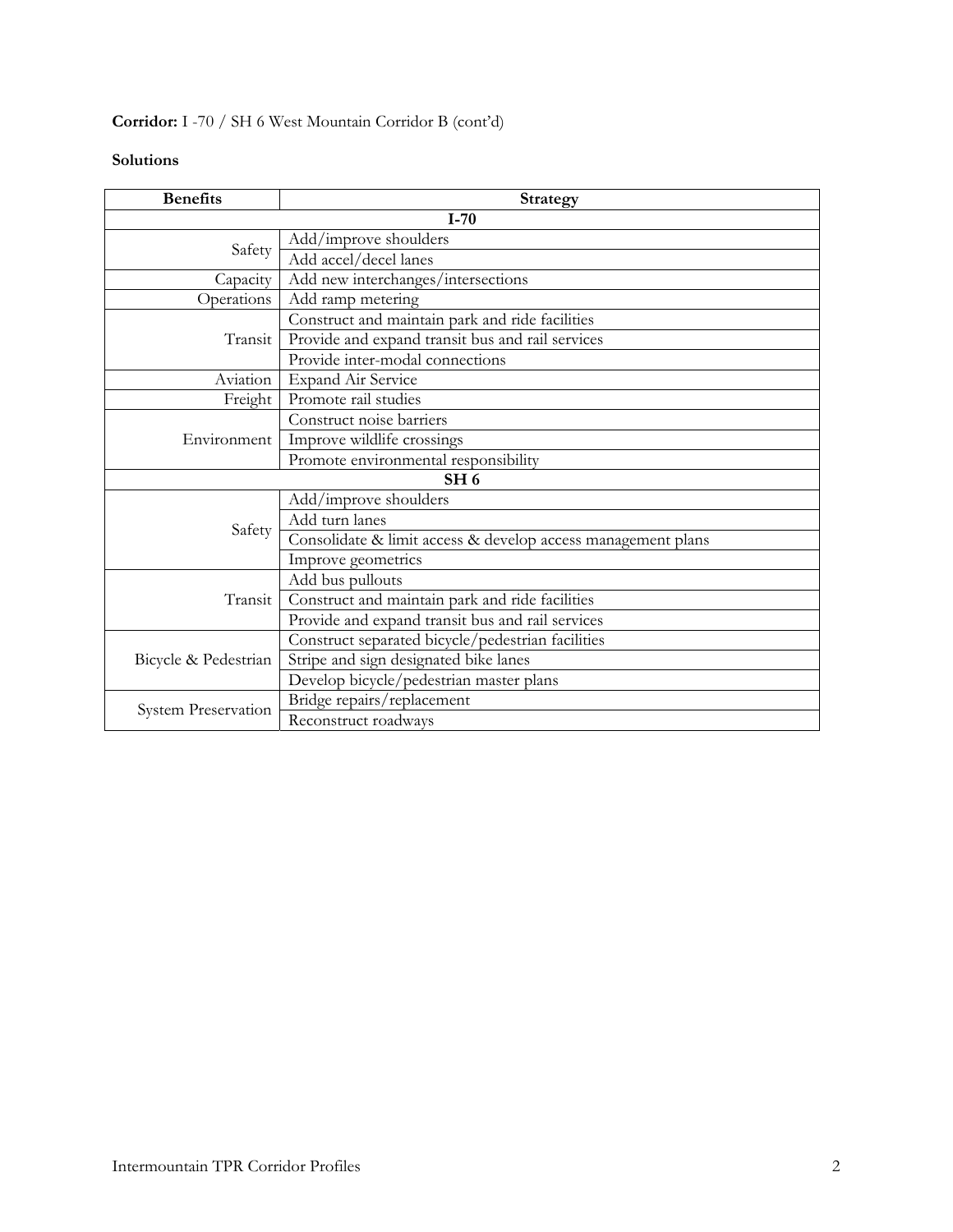**Corridor:** I -70 / SH 6 West Mountain Corridor B (cont'd)

**Solutions**

| Benefits | Strategy |
|---|---|
| **I-70** | |
| Safety | Add/improve shoulders |
| | Add accel/decel lanes |
| Capacity | Add new interchanges/intersections |
| Operations | Add ramp metering |
| Transit | Construct and maintain park and ride facilities |
| | Provide and expand transit bus and rail services |
| | Provide inter-modal connections |
| Aviation | Expand Air Service |
| Freight | Promote rail studies |
| Environment | Construct noise barriers |
| | Improve wildlife crossings |
| | Promote environmental responsibility |
| **SH 6** | |
| Safety | Add/improve shoulders |
| | Add turn lanes |
| | Consolidate & limit access & develop access management plans |
| | Improve geometrics |
| Transit | Add bus pullouts |
| | Construct and maintain park and ride facilities |
| | Provide and expand transit bus and rail services |
| Bicycle & Pedestrian | Construct separated bicycle/pedestrian facilities |
| | Stripe and sign designated bike lanes |
| | Develop bicycle/pedestrian master plans |
| System Preservation | Bridge repairs/replacement |
| | Reconstruct roadways |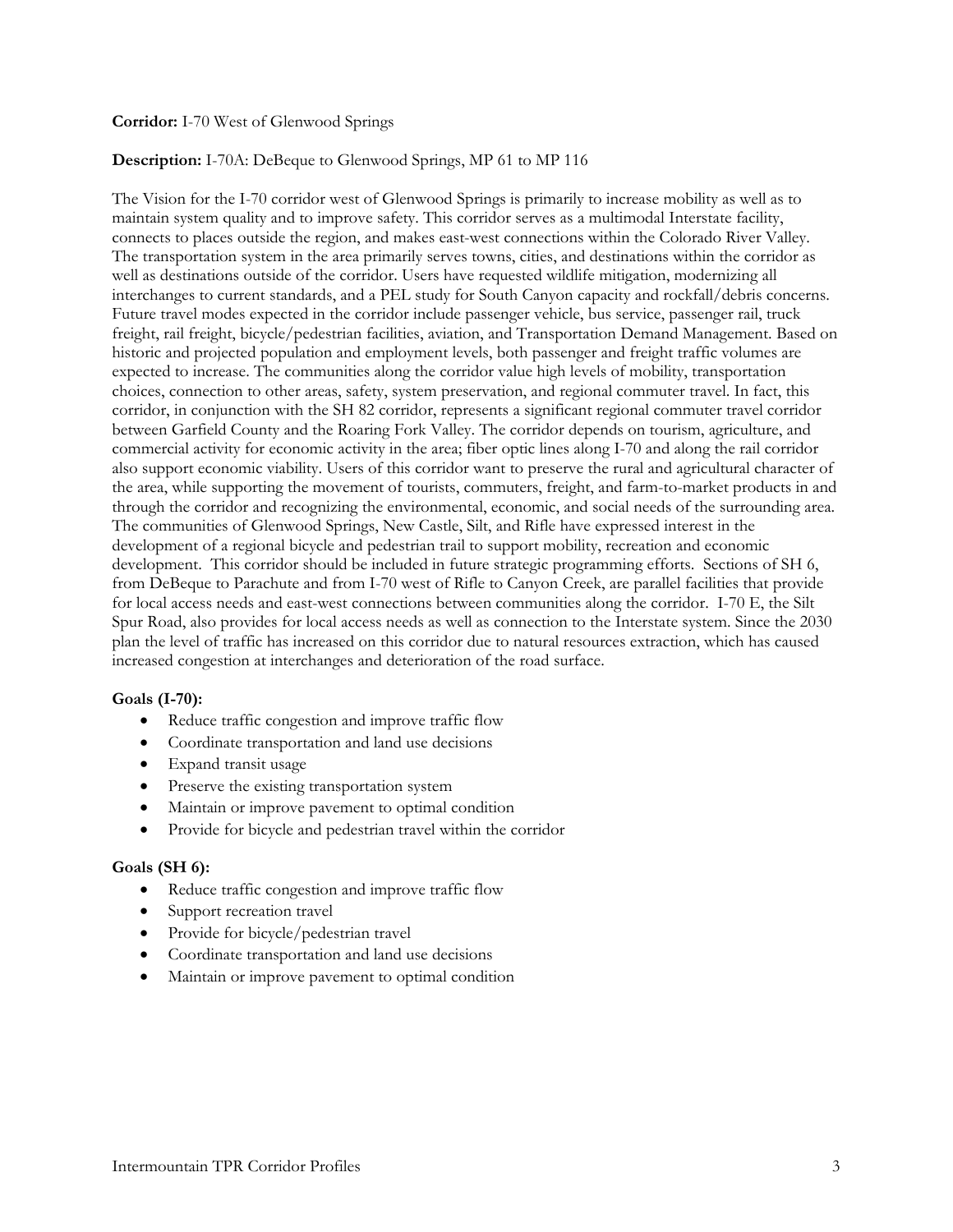**Corridor:** I-70 West of Glenwood Springs

**Description:** I-70A: DeBeque to Glenwood Springs, MP 61 to MP 116

The Vision for the I-70 corridor west of Glenwood Springs is primarily to increase mobility as well as to maintain system quality and to improve safety. This corridor serves as a multimodal Interstate facility, connects to places outside the region, and makes east-west connections within the Colorado River Valley. The transportation system in the area primarily serves towns, cities, and destinations within the corridor as well as destinations outside of the corridor. Users have requested wildlife mitigation, modernizing all interchanges to current standards, and a PEL study for South Canyon capacity and rockfall/debris concerns. Future travel modes expected in the corridor include passenger vehicle, bus service, passenger rail, truck freight, rail freight, bicycle/pedestrian facilities, aviation, and Transportation Demand Management. Based on historic and projected population and employment levels, both passenger and freight traffic volumes are expected to increase. The communities along the corridor value high levels of mobility, transportation choices, connection to other areas, safety, system preservation, and regional commuter travel. In fact, this corridor, in conjunction with the SH 82 corridor, represents a significant regional commuter travel corridor between Garfield County and the Roaring Fork Valley. The corridor depends on tourism, agriculture, and commercial activity for economic activity in the area; fiber optic lines along I-70 and along the rail corridor also support economic viability. Users of this corridor want to preserve the rural and agricultural character of the area, while supporting the movement of tourists, commuters, freight, and farm-to-market products in and through the corridor and recognizing the environmental, economic, and social needs of the surrounding area. The communities of Glenwood Springs, New Castle, Silt, and Rifle have expressed interest in the development of a regional bicycle and pedestrian trail to support mobility, recreation and economic development. This corridor should be included in future strategic programming efforts. Sections of SH 6, from DeBeque to Parachute and from I-70 west of Rifle to Canyon Creek, are parallel facilities that provide for local access needs and east-west connections between communities along the corridor. I-70 E, the Silt Spur Road, also provides for local access needs as well as connection to the Interstate system. Since the 2030 plan the level of traffic has increased on this corridor due to natural resources extraction, which has caused increased congestion at interchanges and deterioration of the road surface.

**Goals (I-70):**

- Reduce traffic congestion and improve traffic flow
- Coordinate transportation and land use decisions
- Expand transit usage
- Preserve the existing transportation system
- Maintain or improve pavement to optimal condition
- Provide for bicycle and pedestrian travel within the corridor

**Goals (SH 6):**

- Reduce traffic congestion and improve traffic flow
- Support recreation travel
- Provide for bicycle/pedestrian travel
- Coordinate transportation and land use decisions
- Maintain or improve pavement to optimal condition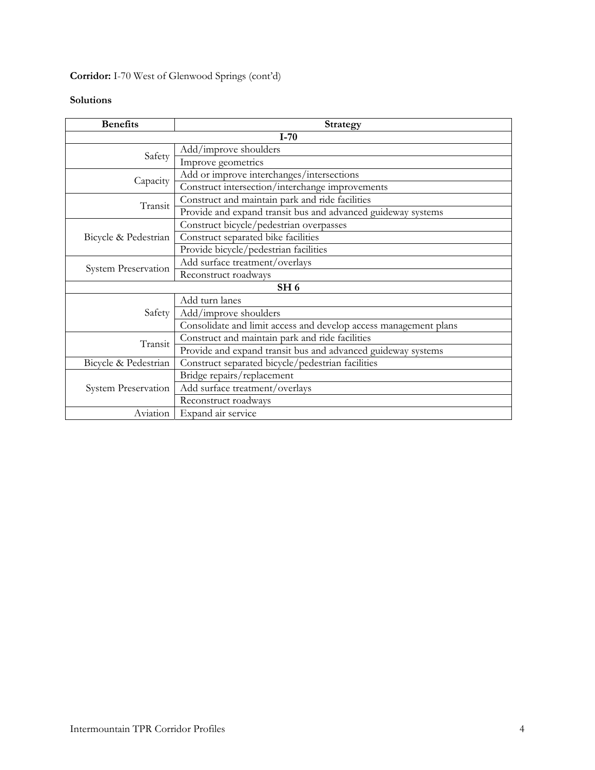**Corridor:** I-70 West of Glenwood Springs (cont'd)

**Solutions**

| Benefits | Strategy |
|---|---|
| **I-70** | |
| Safety | Add/improve shoulders |
| | Improve geometrics |
| Capacity | Add or improve interchanges/intersections |
| | Construct intersection/interchange improvements |
| Transit | Construct and maintain park and ride facilities |
| | Provide and expand transit bus and advanced guideway systems |
| Bicycle & Pedestrian | Construct bicycle/pedestrian overpasses |
| | Construct separated bike facilities |
| | Provide bicycle/pedestrian facilities |
| System Preservation | Add surface treatment/overlays |
| | Reconstruct roadways |
| **SH 6** | |
| Safety | Add turn lanes |
| | Add/improve shoulders |
| | Consolidate and limit access and develop access management plans |
| Transit | Construct and maintain park and ride facilities |
| | Provide and expand transit bus and advanced guideway systems |
| Bicycle & Pedestrian | Construct separated bicycle/pedestrian facilities |
| System Preservation | Bridge repairs/replacement |
| | Add surface treatment/overlays |
| | Reconstruct roadways |
| Aviation | Expand air service |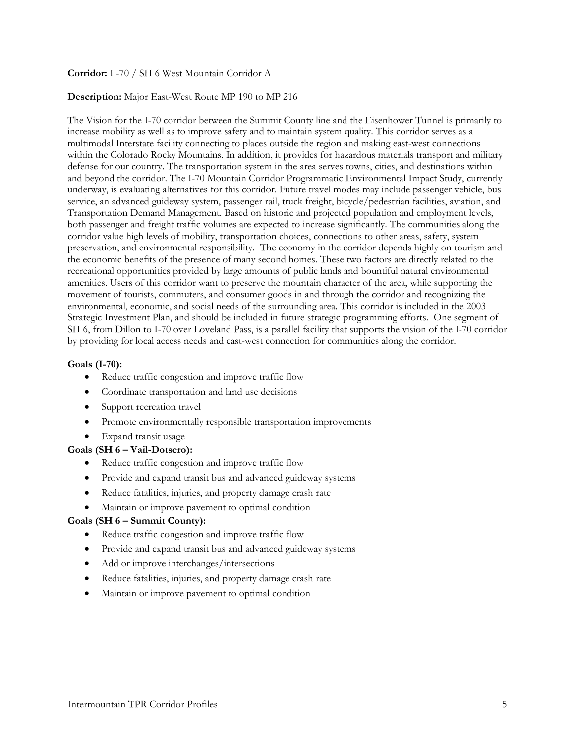**Corridor:** I -70 / SH 6 West Mountain Corridor A

**Description:** Major East-West Route MP 190 to MP 216

The Vision for the I-70 corridor between the Summit County line and the Eisenhower Tunnel is primarily to increase mobility as well as to improve safety and to maintain system quality. This corridor serves as a multimodal Interstate facility connecting to places outside the region and making east-west connections within the Colorado Rocky Mountains. In addition, it provides for hazardous materials transport and military defense for our country. The transportation system in the area serves towns, cities, and destinations within and beyond the corridor. The I-70 Mountain Corridor Programmatic Environmental Impact Study, currently underway, is evaluating alternatives for this corridor. Future travel modes may include passenger vehicle, bus service, an advanced guideway system, passenger rail, truck freight, bicycle/pedestrian facilities, aviation, and Transportation Demand Management. Based on historic and projected population and employment levels, both passenger and freight traffic volumes are expected to increase significantly. The communities along the corridor value high levels of mobility, transportation choices, connections to other areas, safety, system preservation, and environmental responsibility. The economy in the corridor depends highly on tourism and the economic benefits of the presence of many second homes. These two factors are directly related to the recreational opportunities provided by large amounts of public lands and bountiful natural environmental amenities. Users of this corridor want to preserve the mountain character of the area, while supporting the movement of tourists, commuters, and consumer goods in and through the corridor and recognizing the environmental, economic, and social needs of the surrounding area. This corridor is included in the 2003 Strategic Investment Plan, and should be included in future strategic programming efforts. One segment of SH 6, from Dillon to I-70 over Loveland Pass, is a parallel facility that supports the vision of the I-70 corridor by providing for local access needs and east-west connection for communities along the corridor.

**Goals (I-70):**

- Reduce traffic congestion and improve traffic flow
- Coordinate transportation and land use decisions
- Support recreation travel
- Promote environmentally responsible transportation improvements
- Expand transit usage

**Goals (SH 6 – Vail-Dotsero):**

- Reduce traffic congestion and improve traffic flow
- Provide and expand transit bus and advanced guideway systems
- Reduce fatalities, injuries, and property damage crash rate
- Maintain or improve pavement to optimal condition

**Goals (SH 6 – Summit County):**

- Reduce traffic congestion and improve traffic flow
- Provide and expand transit bus and advanced guideway systems
- Add or improve interchanges/intersections
- Reduce fatalities, injuries, and property damage crash rate
- Maintain or improve pavement to optimal condition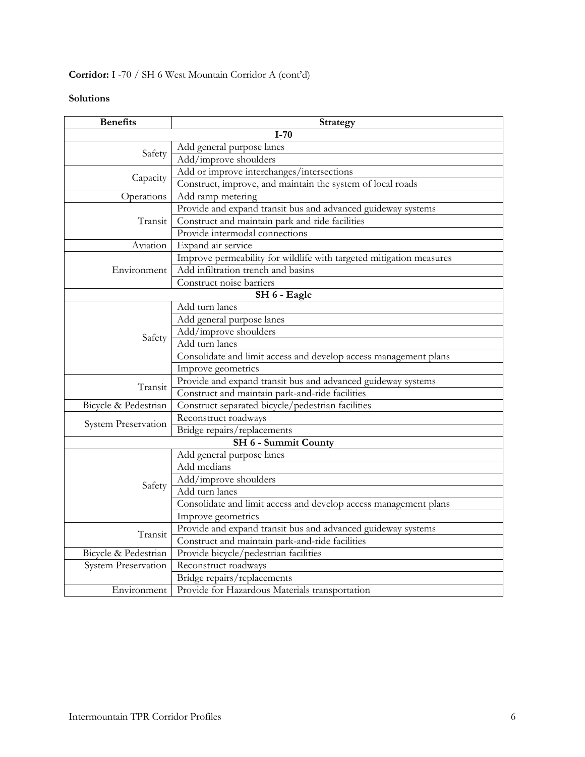**Corridor:** I -70 / SH 6 West Mountain Corridor A (cont'd)

**Solutions**

| Benefits | Strategy |
|---|---|
| **I-70** | |
| Safety | Add general purpose lanes |
| | Add/improve shoulders |
| Capacity | Add or improve interchanges/intersections |
| | Construct, improve, and maintain the system of local roads |
| Operations | Add ramp metering |
| Transit | Provide and expand transit bus and advanced guideway systems |
| | Construct and maintain park and ride facilities |
| | Provide intermodal connections |
| Aviation | Expand air service |
| Environment | Improve permeability for wildlife with targeted mitigation measures |
| | Add infiltration trench and basins |
| | Construct noise barriers |
| **SH 6 - Eagle** | |
| Safety | Add turn lanes |
| | Add general purpose lanes |
| | Add/improve shoulders |
| | Add turn lanes |
| | Consolidate and limit access and develop access management plans |
| | Improve geometrics |
| Transit | Provide and expand transit bus and advanced guideway systems |
| | Construct and maintain park-and-ride facilities |
| Bicycle & Pedestrian | Construct separated bicycle/pedestrian facilities |
| System Preservation | Reconstruct roadways |
| | Bridge repairs/replacements |
| **SH 6 - Summit County** | |
| Safety | Add general purpose lanes |
| | Add medians |
| | Add/improve shoulders |
| | Add turn lanes |
| | Consolidate and limit access and develop access management plans |
| | Improve geometrics |
| Transit | Provide and expand transit bus and advanced guideway systems |
| | Construct and maintain park-and-ride facilities |
| Bicycle & Pedestrian | Provide bicycle/pedestrian facilities |
| System Preservation | Reconstruct roadways |
| | Bridge repairs/replacements |
| Environment | Provide for Hazardous Materials transportation |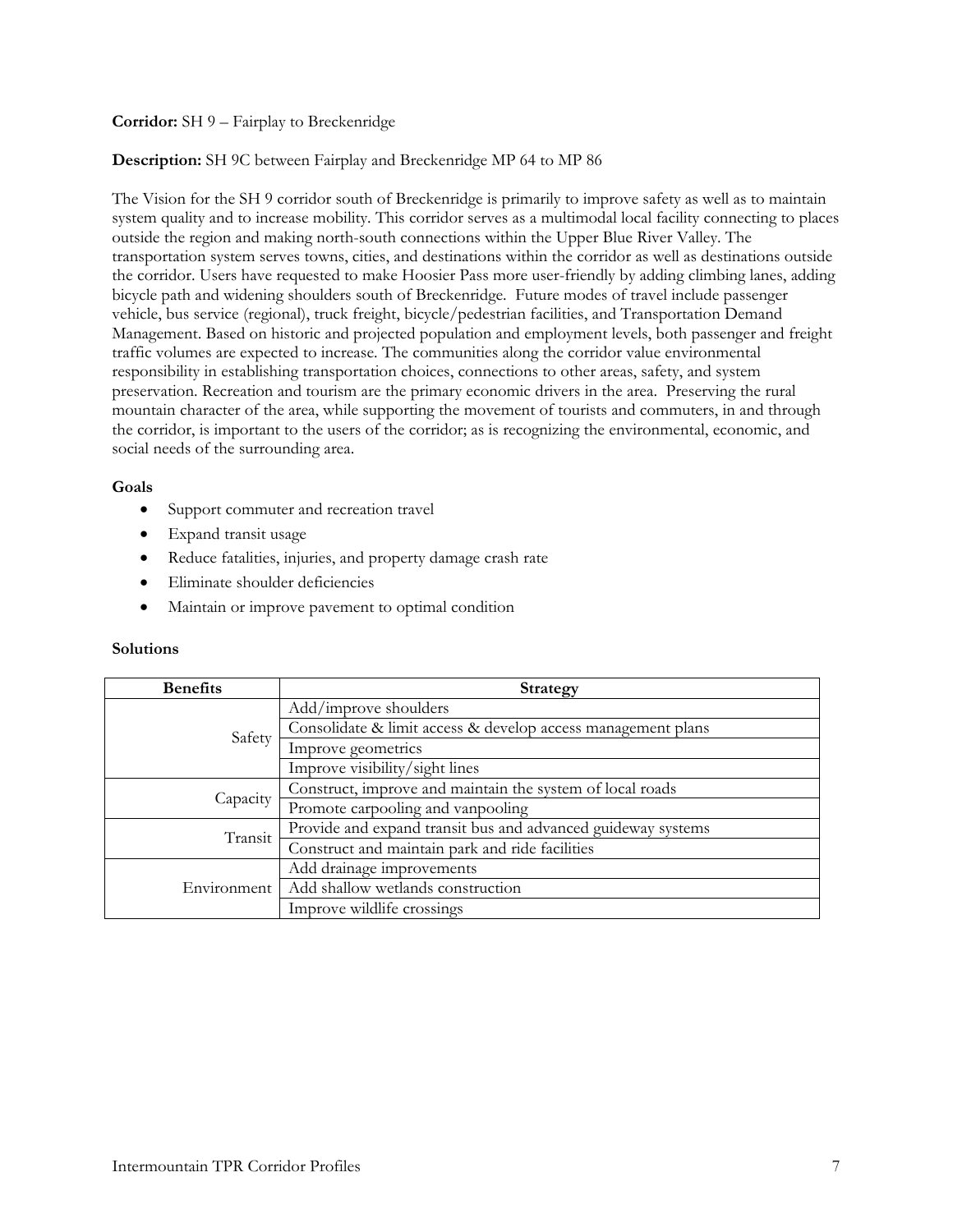**Corridor:** SH 9 – Fairplay to Breckenridge

**Description:** SH 9C between Fairplay and Breckenridge MP 64 to MP 86

The Vision for the SH 9 corridor south of Breckenridge is primarily to improve safety as well as to maintain system quality and to increase mobility. This corridor serves as a multimodal local facility connecting to places outside the region and making north-south connections within the Upper Blue River Valley. The transportation system serves towns, cities, and destinations within the corridor as well as destinations outside the corridor. Users have requested to make Hoosier Pass more user-friendly by adding climbing lanes, adding bicycle path and widening shoulders south of Breckenridge. Future modes of travel include passenger vehicle, bus service (regional), truck freight, bicycle/pedestrian facilities, and Transportation Demand Management. Based on historic and projected population and employment levels, both passenger and freight traffic volumes are expected to increase. The communities along the corridor value environmental responsibility in establishing transportation choices, connections to other areas, safety, and system preservation. Recreation and tourism are the primary economic drivers in the area. Preserving the rural mountain character of the area, while supporting the movement of tourists and commuters, in and through the corridor, is important to the users of the corridor; as is recognizing the environmental, economic, and social needs of the surrounding area.

**Goals**

- Support commuter and recreation travel
- Expand transit usage
- Reduce fatalities, injuries, and property damage crash rate
- Eliminate shoulder deficiencies
- Maintain or improve pavement to optimal condition

**Solutions**

| Benefits | Strategy |
|---|---|
| Safety | Add/improve shoulders |
| | Consolidate & limit access & develop access management plans |
| | Improve geometrics |
| | Improve visibility/sight lines |
| Capacity | Construct, improve and maintain the system of local roads |
| | Promote carpooling and vanpooling |
| Transit | Provide and expand transit bus and advanced guideway systems |
| | Construct and maintain park and ride facilities |
| Environment | Add drainage improvements |
| | Add shallow wetlands construction |
| | Improve wildlife crossings |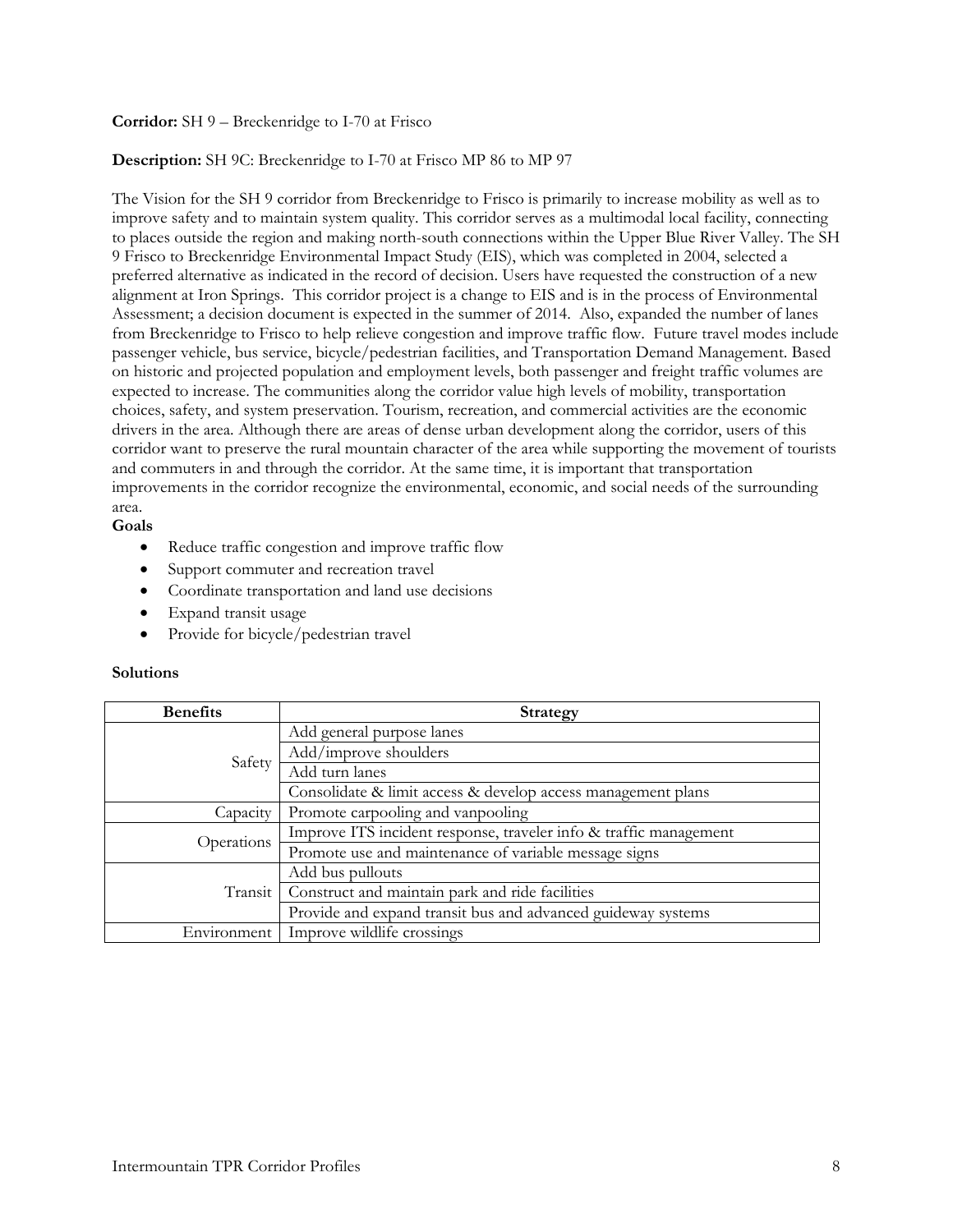**Corridor:** SH 9 – Breckenridge to I-70 at Frisco

**Description:** SH 9C: Breckenridge to I-70 at Frisco MP 86 to MP 97

The Vision for the SH 9 corridor from Breckenridge to Frisco is primarily to increase mobility as well as to improve safety and to maintain system quality. This corridor serves as a multimodal local facility, connecting to places outside the region and making north-south connections within the Upper Blue River Valley. The SH 9 Frisco to Breckenridge Environmental Impact Study (EIS), which was completed in 2004, selected a preferred alternative as indicated in the record of decision. Users have requested the construction of a new alignment at Iron Springs. This corridor project is a change to EIS and is in the process of Environmental Assessment; a decision document is expected in the summer of 2014. Also, expanded the number of lanes from Breckenridge to Frisco to help relieve congestion and improve traffic flow. Future travel modes include passenger vehicle, bus service, bicycle/pedestrian facilities, and Transportation Demand Management. Based on historic and projected population and employment levels, both passenger and freight traffic volumes are expected to increase. The communities along the corridor value high levels of mobility, transportation choices, safety, and system preservation. Tourism, recreation, and commercial activities are the economic drivers in the area. Although there are areas of dense urban development along the corridor, users of this corridor want to preserve the rural mountain character of the area while supporting the movement of tourists and commuters in and through the corridor. At the same time, it is important that transportation improvements in the corridor recognize the environmental, economic, and social needs of the surrounding area.

**Goals**

- Reduce traffic congestion and improve traffic flow
- Support commuter and recreation travel
- Coordinate transportation and land use decisions
- Expand transit usage
- Provide for bicycle/pedestrian travel

**Solutions**

| Benefits | Strategy |
|---|---|
| Safety | Add general purpose lanes |
| | Add/improve shoulders |
| | Add turn lanes |
| | Consolidate & limit access & develop access management plans |
| Capacity | Promote carpooling and vanpooling |
| Operations | Improve ITS incident response, traveler info & traffic management |
| | Promote use and maintenance of variable message signs |
| Transit | Add bus pullouts |
| | Construct and maintain park and ride facilities |
| | Provide and expand transit bus and advanced guideway systems |
| Environment | Improve wildlife crossings |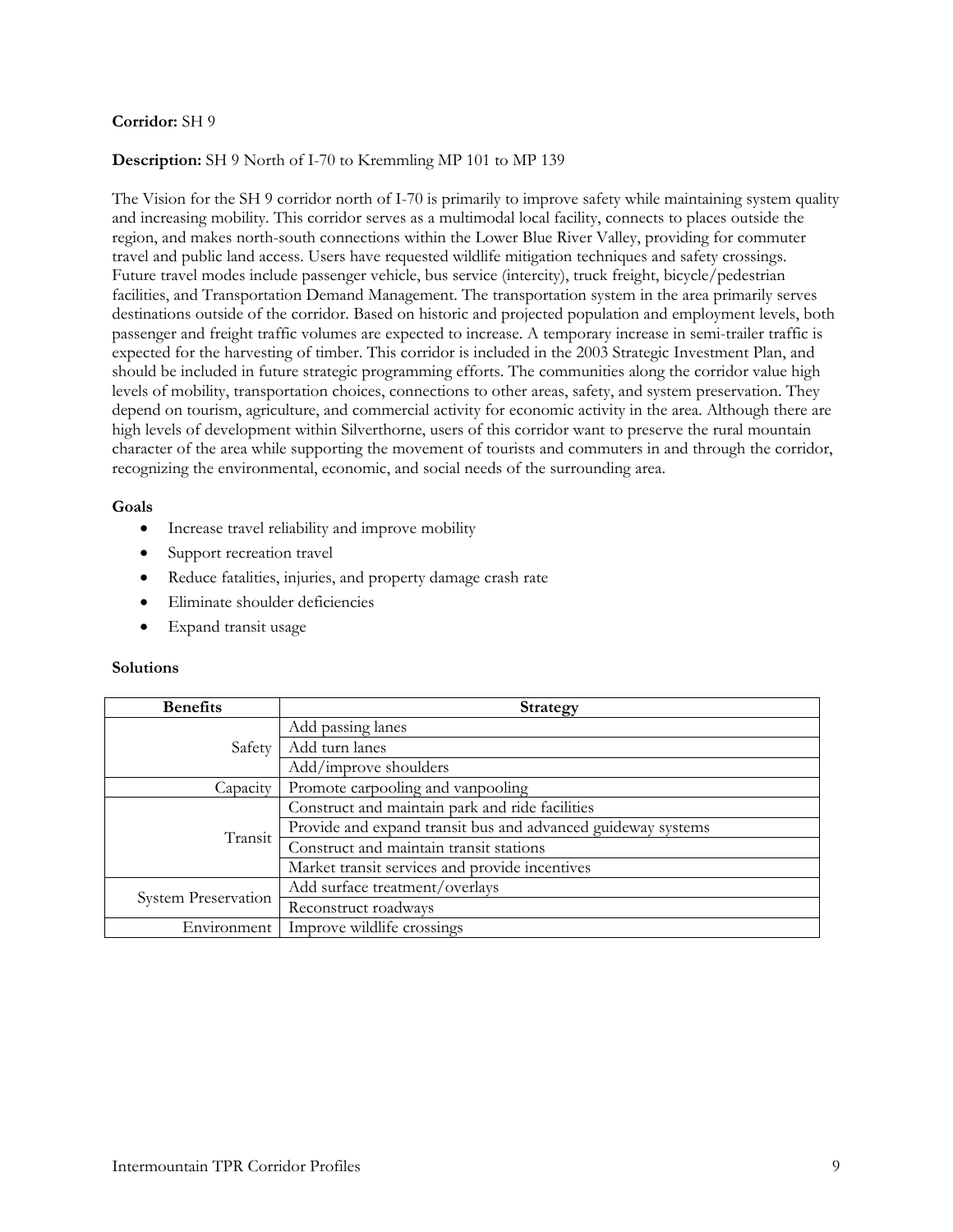**Corridor:** SH 9

**Description:** SH 9 North of I-70 to Kremmling MP 101 to MP 139

The Vision for the SH 9 corridor north of I-70 is primarily to improve safety while maintaining system quality and increasing mobility. This corridor serves as a multimodal local facility, connects to places outside the region, and makes north-south connections within the Lower Blue River Valley, providing for commuter travel and public land access. Users have requested wildlife mitigation techniques and safety crossings. Future travel modes include passenger vehicle, bus service (intercity), truck freight, bicycle/pedestrian facilities, and Transportation Demand Management. The transportation system in the area primarily serves destinations outside of the corridor. Based on historic and projected population and employment levels, both passenger and freight traffic volumes are expected to increase. A temporary increase in semi-trailer traffic is expected for the harvesting of timber. This corridor is included in the 2003 Strategic Investment Plan, and should be included in future strategic programming efforts. The communities along the corridor value high levels of mobility, transportation choices, connections to other areas, safety, and system preservation. They depend on tourism, agriculture, and commercial activity for economic activity in the area. Although there are high levels of development within Silverthorne, users of this corridor want to preserve the rural mountain character of the area while supporting the movement of tourists and commuters in and through the corridor, recognizing the environmental, economic, and social needs of the surrounding area.

**Goals**

- Increase travel reliability and improve mobility
- Support recreation travel
- Reduce fatalities, injuries, and property damage crash rate
- Eliminate shoulder deficiencies
- Expand transit usage

**Solutions**

| Benefits | Strategy |
|---|---|
| Safety | Add passing lanes |
| | Add turn lanes |
| | Add/improve shoulders |
| Capacity | Promote carpooling and vanpooling |
| Transit | Construct and maintain park and ride facilities |
| | Provide and expand transit bus and advanced guideway systems |
| | Construct and maintain transit stations |
| | Market transit services and provide incentives |
| System Preservation | Add surface treatment/overlays |
| | Reconstruct roadways |
| Environment | Improve wildlife crossings |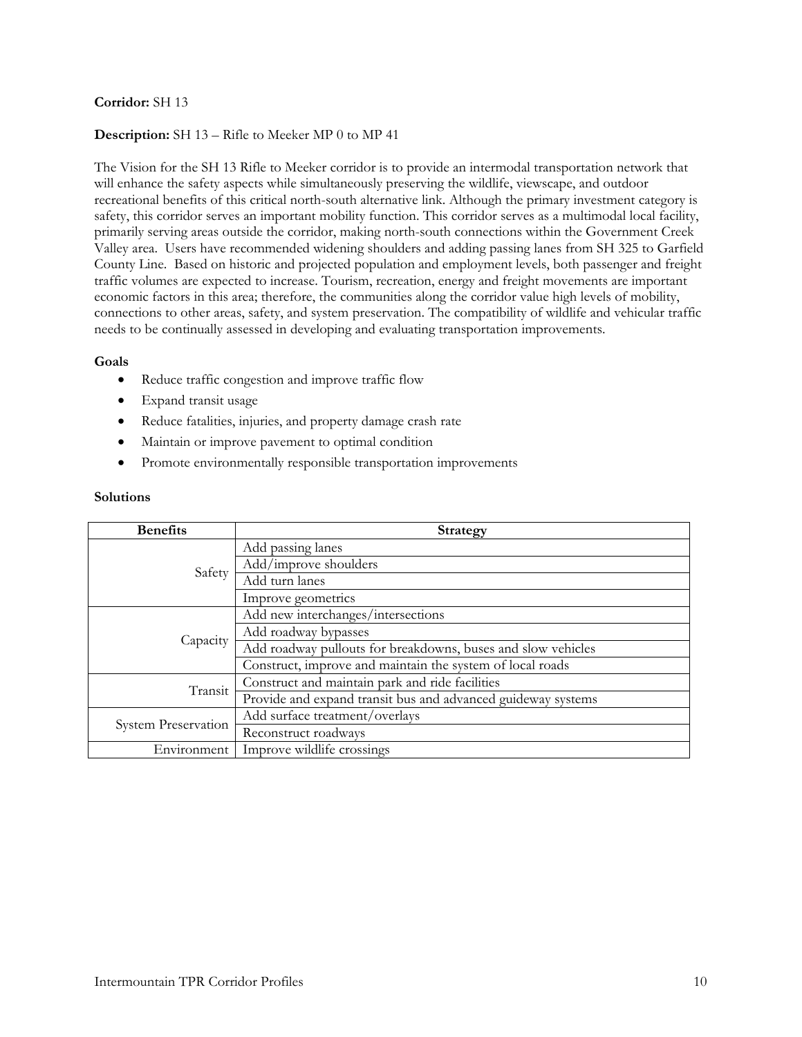**Corridor:** SH 13

**Description:** SH 13 – Rifle to Meeker MP 0 to MP 41

The Vision for the SH 13 Rifle to Meeker corridor is to provide an intermodal transportation network that will enhance the safety aspects while simultaneously preserving the wildlife, viewscape, and outdoor recreational benefits of this critical north-south alternative link. Although the primary investment category is safety, this corridor serves an important mobility function. This corridor serves as a multimodal local facility, primarily serving areas outside the corridor, making north-south connections within the Government Creek Valley area. Users have recommended widening shoulders and adding passing lanes from SH 325 to Garfield County Line. Based on historic and projected population and employment levels, both passenger and freight traffic volumes are expected to increase. Tourism, recreation, energy and freight movements are important economic factors in this area; therefore, the communities along the corridor value high levels of mobility, connections to other areas, safety, and system preservation. The compatibility of wildlife and vehicular traffic needs to be continually assessed in developing and evaluating transportation improvements.

**Goals**

- Reduce traffic congestion and improve traffic flow
- Expand transit usage
- Reduce fatalities, injuries, and property damage crash rate
- Maintain or improve pavement to optimal condition
- Promote environmentally responsible transportation improvements

**Solutions**

| Benefits | Strategy |
|---|---|
| Safety | Add passing lanes |
| | Add/improve shoulders |
| | Add turn lanes |
| | Improve geometrics |
| Capacity | Add new interchanges/intersections |
| | Add roadway bypasses |
| | Add roadway pullouts for breakdowns, buses and slow vehicles |
| | Construct, improve and maintain the system of local roads |
| Transit | Construct and maintain park and ride facilities |
| | Provide and expand transit bus and advanced guideway systems |
| System Preservation | Add surface treatment/overlays |
| | Reconstruct roadways |
| Environment | Improve wildlife crossings |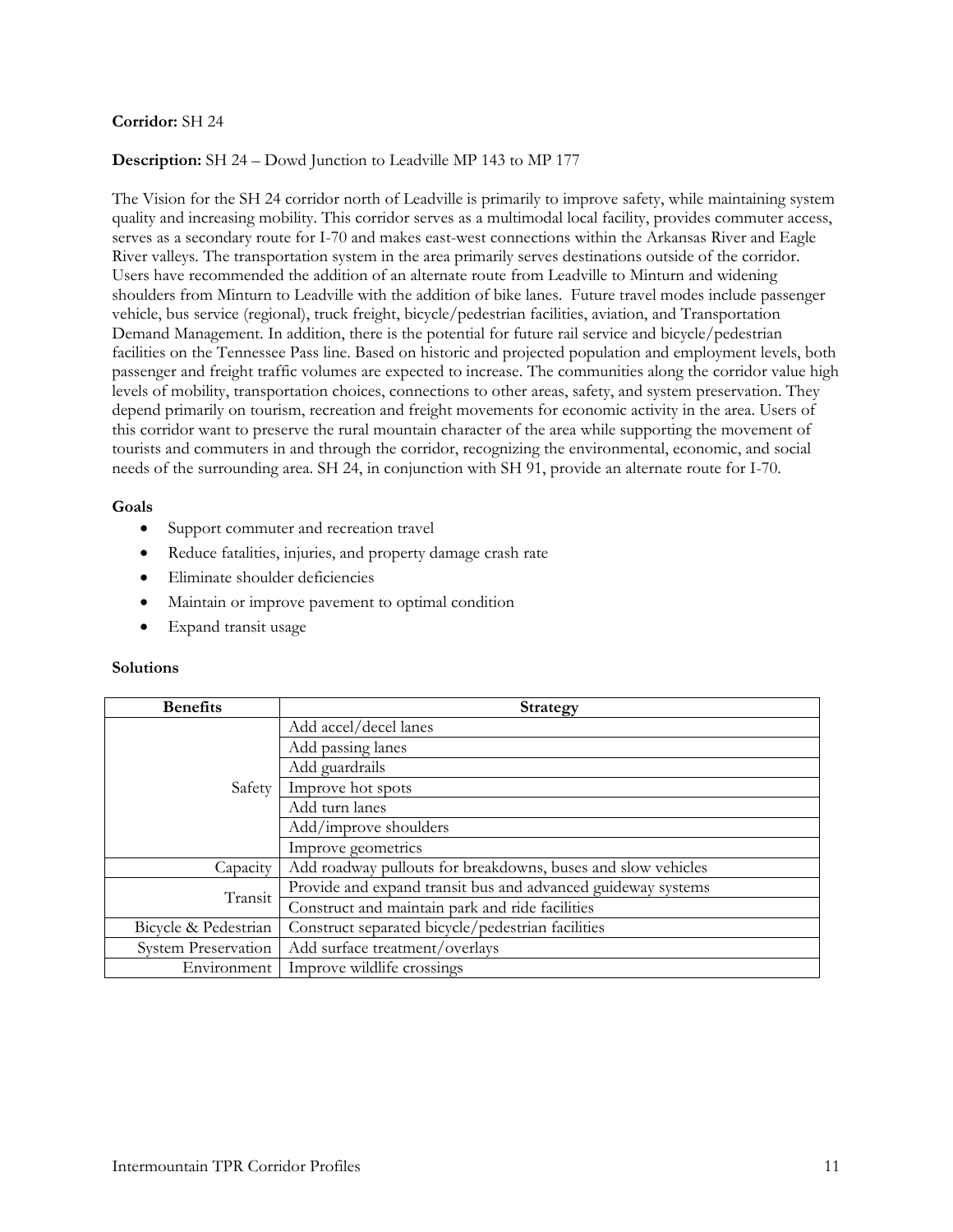**Corridor:** SH 24

**Description:** SH 24 – Dowd Junction to Leadville MP 143 to MP 177

The Vision for the SH 24 corridor north of Leadville is primarily to improve safety, while maintaining system quality and increasing mobility. This corridor serves as a multimodal local facility, provides commuter access, serves as a secondary route for I-70 and makes east-west connections within the Arkansas River and Eagle River valleys. The transportation system in the area primarily serves destinations outside of the corridor. Users have recommended the addition of an alternate route from Leadville to Minturn and widening shoulders from Minturn to Leadville with the addition of bike lanes. Future travel modes include passenger vehicle, bus service (regional), truck freight, bicycle/pedestrian facilities, aviation, and Transportation Demand Management. In addition, there is the potential for future rail service and bicycle/pedestrian facilities on the Tennessee Pass line. Based on historic and projected population and employment levels, both passenger and freight traffic volumes are expected to increase. The communities along the corridor value high levels of mobility, transportation choices, connections to other areas, safety, and system preservation. They depend primarily on tourism, recreation and freight movements for economic activity in the area. Users of this corridor want to preserve the rural mountain character of the area while supporting the movement of tourists and commuters in and through the corridor, recognizing the environmental, economic, and social needs of the surrounding area. SH 24, in conjunction with SH 91, provide an alternate route for I-70.

**Goals**

- Support commuter and recreation travel
- Reduce fatalities, injuries, and property damage crash rate
- Eliminate shoulder deficiencies
- Maintain or improve pavement to optimal condition
- Expand transit usage

**Solutions**

| Benefits | Strategy |
|---|---|
| Safety | Add accel/decel lanes |
| | Add passing lanes |
| | Add guardrails |
| | Improve hot spots |
| | Add turn lanes |
| | Add/improve shoulders |
| | Improve geometrics |
| Capacity | Add roadway pullouts for breakdowns, buses and slow vehicles |
| Transit | Provide and expand transit bus and advanced guideway systems |
| | Construct and maintain park and ride facilities |
| Bicycle & Pedestrian | Construct separated bicycle/pedestrian facilities |
| System Preservation | Add surface treatment/overlays |
| Environment | Improve wildlife crossings |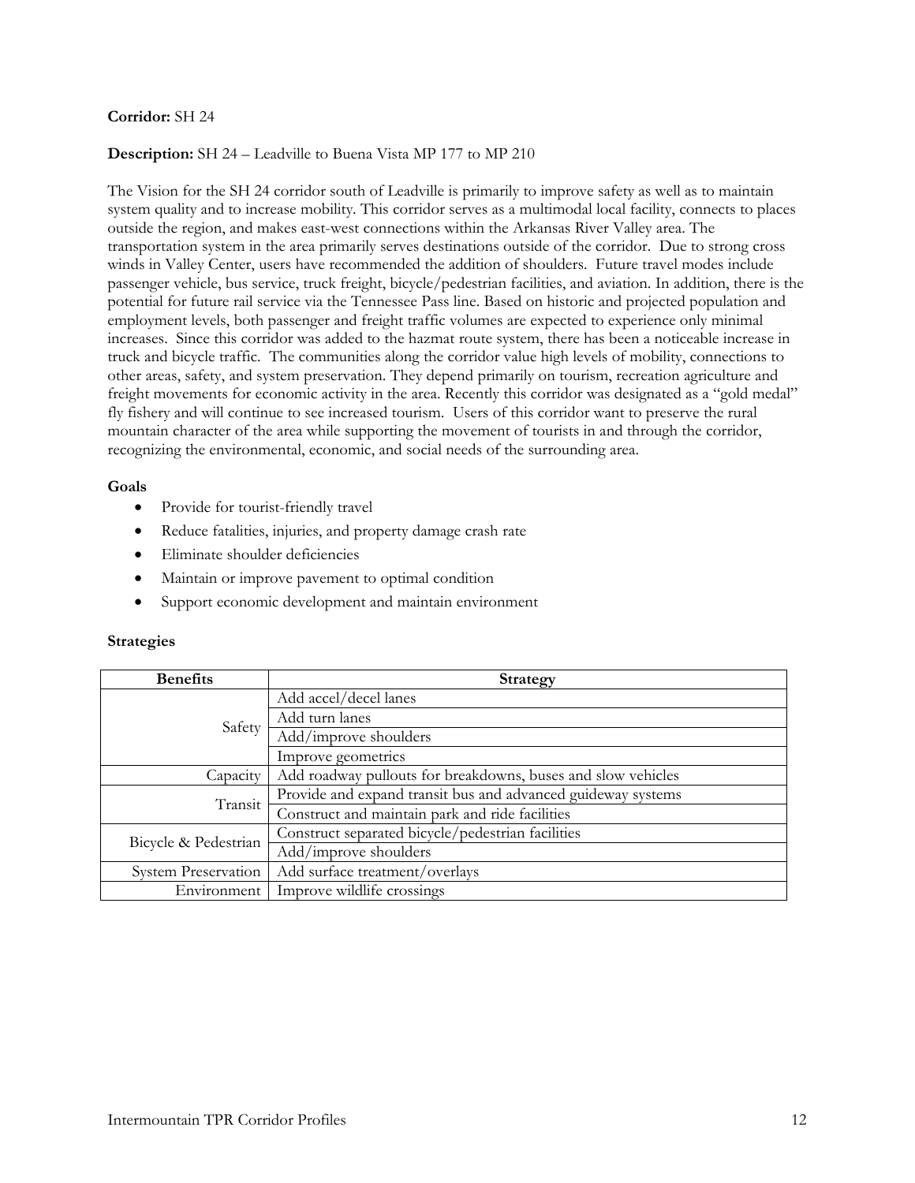**Corridor:** SH 24

**Description:** SH 24 – Leadville to Buena Vista MP 177 to MP 210

The Vision for the SH 24 corridor south of Leadville is primarily to improve safety as well as to maintain system quality and to increase mobility. This corridor serves as a multimodal local facility, connects to places outside the region, and makes east-west connections within the Arkansas River Valley area. The transportation system in the area primarily serves destinations outside of the corridor. Due to strong cross winds in Valley Center, users have recommended the addition of shoulders. Future travel modes include passenger vehicle, bus service, truck freight, bicycle/pedestrian facilities, and aviation. In addition, there is the potential for future rail service via the Tennessee Pass line. Based on historic and projected population and employment levels, both passenger and freight traffic volumes are expected to experience only minimal increases. Since this corridor was added to the hazmat route system, there has been a noticeable increase in truck and bicycle traffic. The communities along the corridor value high levels of mobility, connections to other areas, safety, and system preservation. They depend primarily on tourism, recreation agriculture and freight movements for economic activity in the area. Recently this corridor was designated as a "gold medal" fly fishery and will continue to see increased tourism. Users of this corridor want to preserve the rural mountain character of the area while supporting the movement of tourists in and through the corridor, recognizing the environmental, economic, and social needs of the surrounding area.

**Goals**

- Provide for tourist-friendly travel
- Reduce fatalities, injuries, and property damage crash rate
- Eliminate shoulder deficiencies
- Maintain or improve pavement to optimal condition
- Support economic development and maintain environment

**Strategies**

| Benefits | Strategy |
|---|---|
| Safety | Add accel/decel lanes |
| | Add turn lanes |
| | Add/improve shoulders |
| | Improve geometrics |
| Capacity | Add roadway pullouts for breakdowns, buses and slow vehicles |
| Transit | Provide and expand transit bus and advanced guideway systems |
| | Construct and maintain park and ride facilities |
| Bicycle & Pedestrian | Construct separated bicycle/pedestrian facilities |
| | Add/improve shoulders |
| System Preservation | Add surface treatment/overlays |
| Environment | Improve wildlife crossings |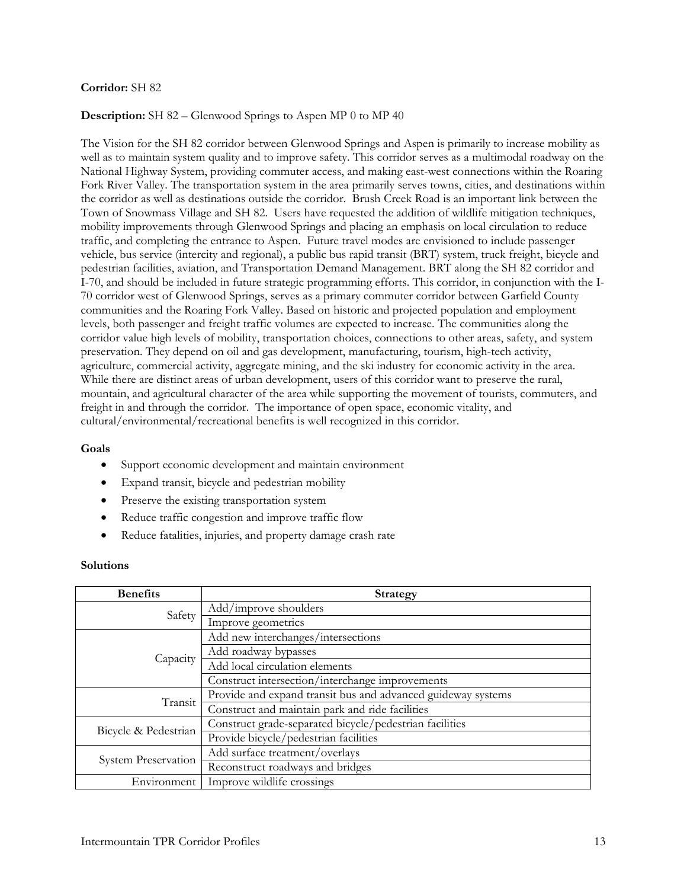**Corridor:** SH 82

**Description:** SH 82 – Glenwood Springs to Aspen MP 0 to MP 40

The Vision for the SH 82 corridor between Glenwood Springs and Aspen is primarily to increase mobility as well as to maintain system quality and to improve safety. This corridor serves as a multimodal roadway on the National Highway System, providing commuter access, and making east-west connections within the Roaring Fork River Valley. The transportation system in the area primarily serves towns, cities, and destinations within the corridor as well as destinations outside the corridor. Brush Creek Road is an important link between the Town of Snowmass Village and SH 82. Users have requested the addition of wildlife mitigation techniques, mobility improvements through Glenwood Springs and placing an emphasis on local circulation to reduce traffic, and completing the entrance to Aspen. Future travel modes are envisioned to include passenger vehicle, bus service (intercity and regional), a public bus rapid transit (BRT) system, truck freight, bicycle and pedestrian facilities, aviation, and Transportation Demand Management. BRT along the SH 82 corridor and I-70, and should be included in future strategic programming efforts. This corridor, in conjunction with the I-70 corridor west of Glenwood Springs, serves as a primary commuter corridor between Garfield County communities and the Roaring Fork Valley. Based on historic and projected population and employment levels, both passenger and freight traffic volumes are expected to increase. The communities along the corridor value high levels of mobility, transportation choices, connections to other areas, safety, and system preservation. They depend on oil and gas development, manufacturing, tourism, high-tech activity, agriculture, commercial activity, aggregate mining, and the ski industry for economic activity in the area. While there are distinct areas of urban development, users of this corridor want to preserve the rural, mountain, and agricultural character of the area while supporting the movement of tourists, commuters, and freight in and through the corridor. The importance of open space, economic vitality, and cultural/environmental/recreational benefits is well recognized in this corridor.

**Goals**

- Support economic development and maintain environment
- Expand transit, bicycle and pedestrian mobility
- Preserve the existing transportation system
- Reduce traffic congestion and improve traffic flow
- Reduce fatalities, injuries, and property damage crash rate

**Solutions**

| Benefits | Strategy |
|---|---|
| Safety | Add/improve shoulders |
| | Improve geometrics |
| Capacity | Add new interchanges/intersections |
| | Add roadway bypasses |
| | Add local circulation elements |
| | Construct intersection/interchange improvements |
| Transit | Provide and expand transit bus and advanced guideway systems |
| | Construct and maintain park and ride facilities |
| Bicycle & Pedestrian | Construct grade-separated bicycle/pedestrian facilities |
| | Provide bicycle/pedestrian facilities |
| System Preservation | Add surface treatment/overlays |
| | Reconstruct roadways and bridges |
| Environment | Improve wildlife crossings |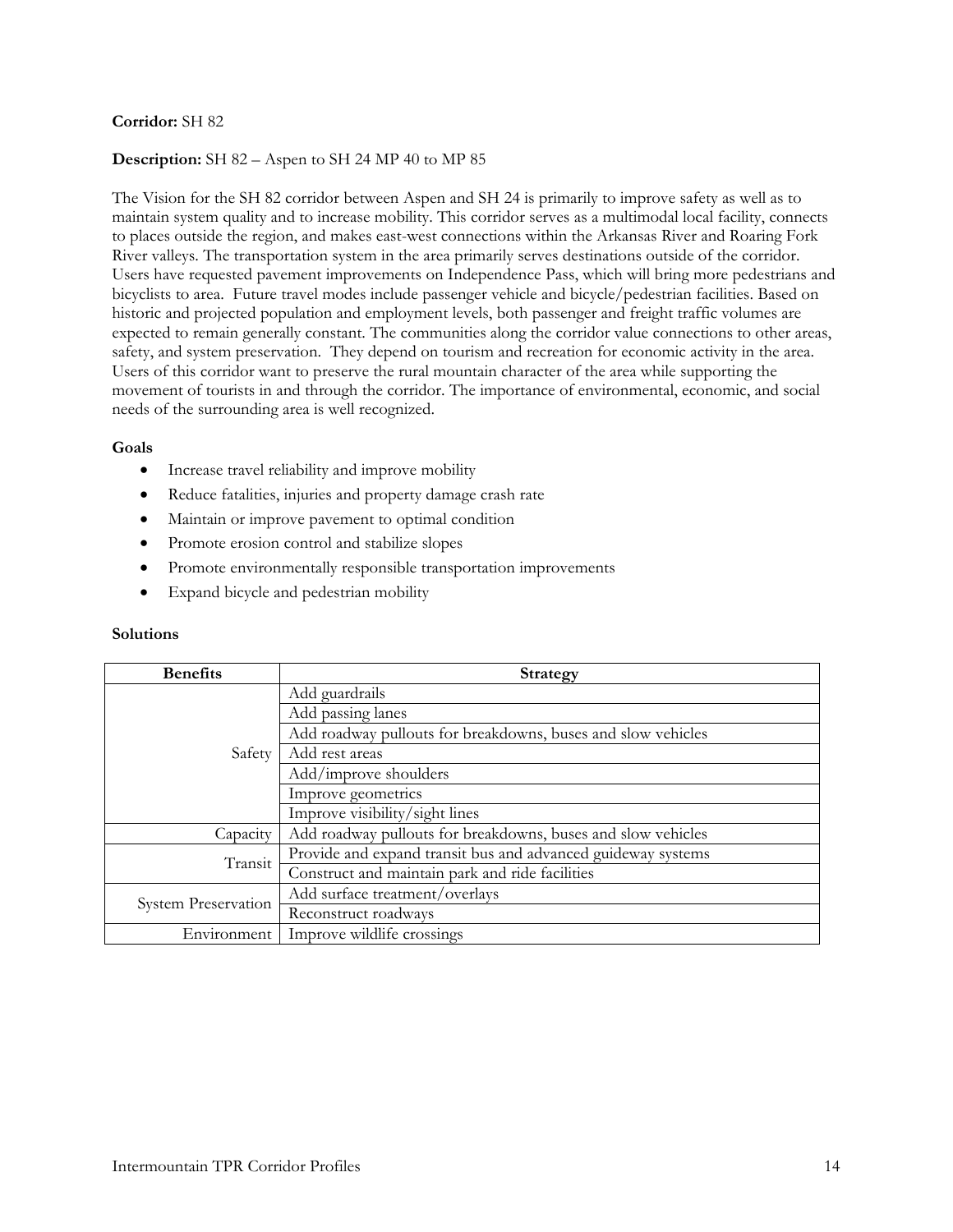**Corridor:** SH 82

**Description:** SH 82 – Aspen to SH 24 MP 40 to MP 85

The Vision for the SH 82 corridor between Aspen and SH 24 is primarily to improve safety as well as to maintain system quality and to increase mobility. This corridor serves as a multimodal local facility, connects to places outside the region, and makes east-west connections within the Arkansas River and Roaring Fork River valleys. The transportation system in the area primarily serves destinations outside of the corridor. Users have requested pavement improvements on Independence Pass, which will bring more pedestrians and bicyclists to area. Future travel modes include passenger vehicle and bicycle/pedestrian facilities. Based on historic and projected population and employment levels, both passenger and freight traffic volumes are expected to remain generally constant. The communities along the corridor value connections to other areas, safety, and system preservation. They depend on tourism and recreation for economic activity in the area. Users of this corridor want to preserve the rural mountain character of the area while supporting the movement of tourists in and through the corridor. The importance of environmental, economic, and social needs of the surrounding area is well recognized.

**Goals**

- Increase travel reliability and improve mobility
- Reduce fatalities, injuries and property damage crash rate
- Maintain or improve pavement to optimal condition
- Promote erosion control and stabilize slopes
- Promote environmentally responsible transportation improvements
- Expand bicycle and pedestrian mobility

**Solutions**

| Benefits | Strategy |
|---|---|
| Safety | Add guardrails |
| | Add passing lanes |
| | Add roadway pullouts for breakdowns, buses and slow vehicles |
| | Add rest areas |
| | Add/improve shoulders |
| | Improve geometrics |
| | Improve visibility/sight lines |
| Capacity | Add roadway pullouts for breakdowns, buses and slow vehicles |
| Transit | Provide and expand transit bus and advanced guideway systems |
| | Construct and maintain park and ride facilities |
| System Preservation | Add surface treatment/overlays |
| | Reconstruct roadways |
| Environment | Improve wildlife crossings |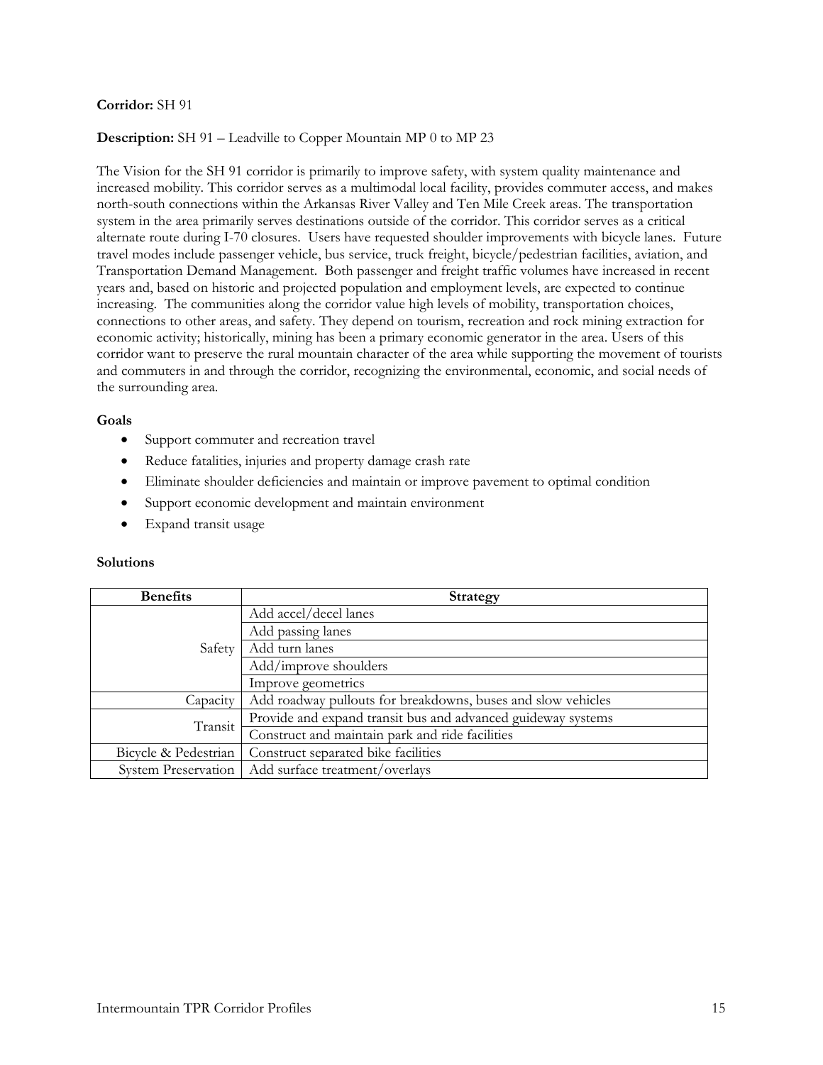**Corridor:** SH 91

**Description:** SH 91 – Leadville to Copper Mountain MP 0 to MP 23

The Vision for the SH 91 corridor is primarily to improve safety, with system quality maintenance and increased mobility. This corridor serves as a multimodal local facility, provides commuter access, and makes north-south connections within the Arkansas River Valley and Ten Mile Creek areas. The transportation system in the area primarily serves destinations outside of the corridor. This corridor serves as a critical alternate route during I-70 closures. Users have requested shoulder improvements with bicycle lanes. Future travel modes include passenger vehicle, bus service, truck freight, bicycle/pedestrian facilities, aviation, and Transportation Demand Management. Both passenger and freight traffic volumes have increased in recent years and, based on historic and projected population and employment levels, are expected to continue increasing. The communities along the corridor value high levels of mobility, transportation choices, connections to other areas, and safety. They depend on tourism, recreation and rock mining extraction for economic activity; historically, mining has been a primary economic generator in the area. Users of this corridor want to preserve the rural mountain character of the area while supporting the movement of tourists and commuters in and through the corridor, recognizing the environmental, economic, and social needs of the surrounding area.

**Goals**

- Support commuter and recreation travel
- Reduce fatalities, injuries and property damage crash rate
- Eliminate shoulder deficiencies and maintain or improve pavement to optimal condition
- Support economic development and maintain environment
- Expand transit usage

**Solutions**

| Benefits | Strategy |
| --- | --- |
| Safety | Add accel/decel lanes |
| | Add passing lanes |
| | Add turn lanes |
| | Add/improve shoulders |
| | Improve geometrics |
| Capacity | Add roadway pullouts for breakdowns, buses and slow vehicles |
| Transit | Provide and expand transit bus and advanced guideway systems |
| | Construct and maintain park and ride facilities |
| Bicycle & Pedestrian | Construct separated bike facilities |
| System Preservation | Add surface treatment/overlays |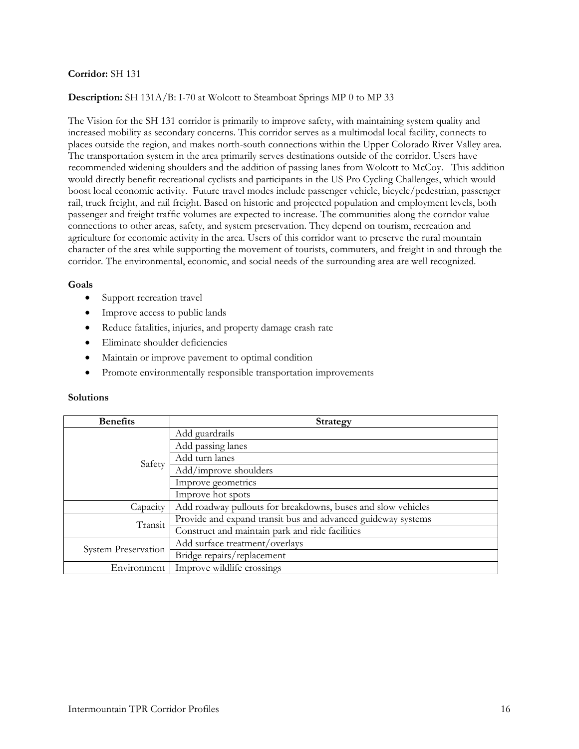**Corridor:** SH 131

**Description:** SH 131A/B: I-70 at Wolcott to Steamboat Springs MP 0 to MP 33

The Vision for the SH 131 corridor is primarily to improve safety, with maintaining system quality and increased mobility as secondary concerns. This corridor serves as a multimodal local facility, connects to places outside the region, and makes north-south connections within the Upper Colorado River Valley area. The transportation system in the area primarily serves destinations outside of the corridor. Users have recommended widening shoulders and the addition of passing lanes from Wolcott to McCoy. This addition would directly benefit recreational cyclists and participants in the US Pro Cycling Challenges, which would boost local economic activity. Future travel modes include passenger vehicle, bicycle/pedestrian, passenger rail, truck freight, and rail freight. Based on historic and projected population and employment levels, both passenger and freight traffic volumes are expected to increase. The communities along the corridor value connections to other areas, safety, and system preservation. They depend on tourism, recreation and agriculture for economic activity in the area. Users of this corridor want to preserve the rural mountain character of the area while supporting the movement of tourists, commuters, and freight in and through the corridor. The environmental, economic, and social needs of the surrounding area are well recognized.

**Goals**

- Support recreation travel
- Improve access to public lands
- Reduce fatalities, injuries, and property damage crash rate
- Eliminate shoulder deficiencies
- Maintain or improve pavement to optimal condition
- Promote environmentally responsible transportation improvements

**Solutions**

| Benefits | Strategy |
|---|---|
| Safety | Add guardrails |
| | Add passing lanes |
| | Add turn lanes |
| | Add/improve shoulders |
| | Improve geometrics |
| | Improve hot spots |
| Capacity | Add roadway pullouts for breakdowns, buses and slow vehicles |
| Transit | Provide and expand transit bus and advanced guideway systems |
| | Construct and maintain park and ride facilities |
| System Preservation | Add surface treatment/overlays |
| | Bridge repairs/replacement |
| Environment | Improve wildlife crossings |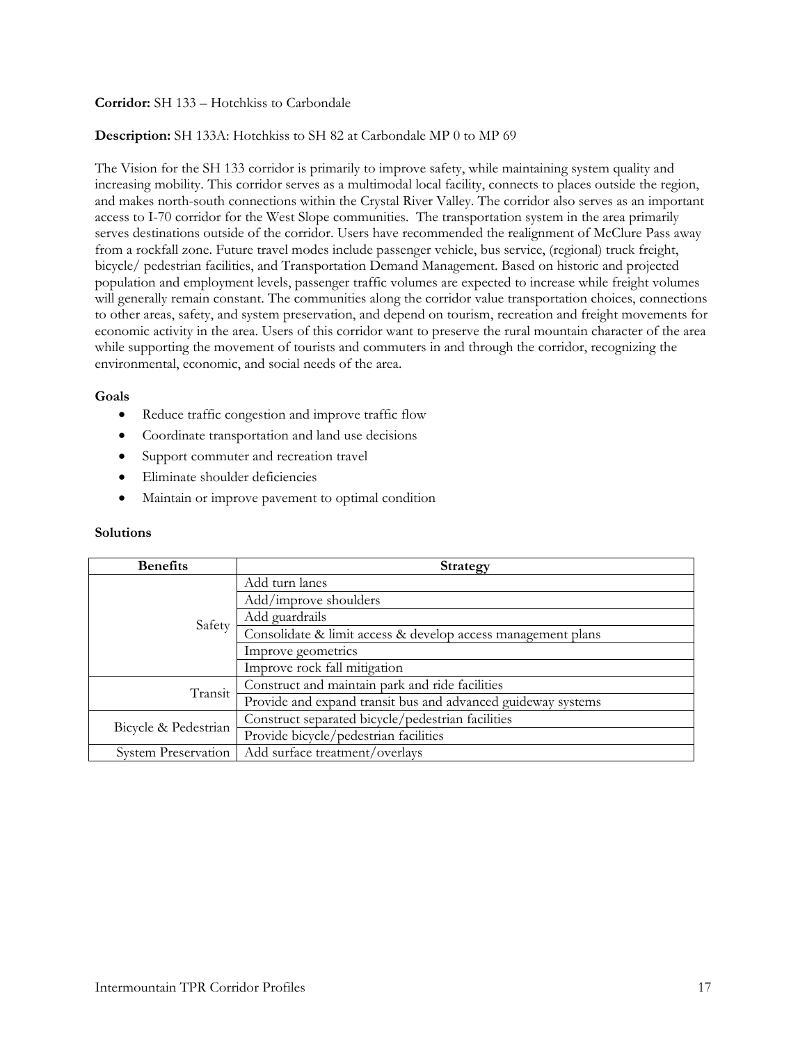**Corridor:** SH 133 – Hotchkiss to Carbondale

**Description:** SH 133A: Hotchkiss to SH 82 at Carbondale MP 0 to MP 69

The Vision for the SH 133 corridor is primarily to improve safety, while maintaining system quality and increasing mobility. This corridor serves as a multimodal local facility, connects to places outside the region, and makes north-south connections within the Crystal River Valley. The corridor also serves as an important access to I-70 corridor for the West Slope communities. The transportation system in the area primarily serves destinations outside of the corridor. Users have recommended the realignment of McClure Pass away from a rockfall zone. Future travel modes include passenger vehicle, bus service, (regional) truck freight, bicycle/ pedestrian facilities, and Transportation Demand Management. Based on historic and projected population and employment levels, passenger traffic volumes are expected to increase while freight volumes will generally remain constant. The communities along the corridor value transportation choices, connections to other areas, safety, and system preservation, and depend on tourism, recreation and freight movements for economic activity in the area. Users of this corridor want to preserve the rural mountain character of the area while supporting the movement of tourists and commuters in and through the corridor, recognizing the environmental, economic, and social needs of the area.

**Goals**

- Reduce traffic congestion and improve traffic flow
- Coordinate transportation and land use decisions
- Support commuter and recreation travel
- Eliminate shoulder deficiencies
- Maintain or improve pavement to optimal condition

**Solutions**

| Benefits | Strategy |
|---|---|
| Safety | Add turn lanes |
| | Add/improve shoulders |
| | Add guardrails |
| | Consolidate & limit access & develop access management plans |
| | Improve geometrics |
| | Improve rock fall mitigation |
| Transit | Construct and maintain park and ride facilities |
| | Provide and expand transit bus and advanced guideway systems |
| Bicycle & Pedestrian | Construct separated bicycle/pedestrian facilities |
| | Provide bicycle/pedestrian facilities |
| System Preservation | Add surface treatment/overlays |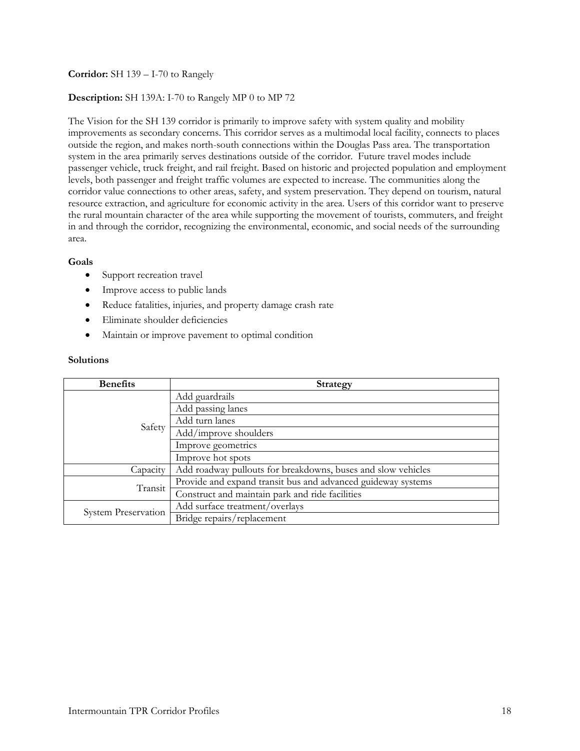**Corridor:** SH 139 – I-70 to Rangely

**Description:** SH 139A: I-70 to Rangely MP 0 to MP 72

The Vision for the SH 139 corridor is primarily to improve safety with system quality and mobility improvements as secondary concerns. This corridor serves as a multimodal local facility, connects to places outside the region, and makes north-south connections within the Douglas Pass area. The transportation system in the area primarily serves destinations outside of the corridor. Future travel modes include passenger vehicle, truck freight, and rail freight. Based on historic and projected population and employment levels, both passenger and freight traffic volumes are expected to increase. The communities along the corridor value connections to other areas, safety, and system preservation. They depend on tourism, natural resource extraction, and agriculture for economic activity in the area. Users of this corridor want to preserve the rural mountain character of the area while supporting the movement of tourists, commuters, and freight in and through the corridor, recognizing the environmental, economic, and social needs of the surrounding area.

**Goals**

- Support recreation travel
- Improve access to public lands
- Reduce fatalities, injuries, and property damage crash rate
- Eliminate shoulder deficiencies
- Maintain or improve pavement to optimal condition

**Solutions**

| Benefits | Strategy |
|---|---|
| Safety | Add guardrails |
| | Add passing lanes |
| | Add turn lanes |
| | Add/improve shoulders |
| | Improve geometrics |
| | Improve hot spots |
| Capacity | Add roadway pullouts for breakdowns, buses and slow vehicles |
| Transit | Provide and expand transit bus and advanced guideway systems |
| | Construct and maintain park and ride facilities |
| System Preservation | Add surface treatment/overlays |
| | Bridge repairs/replacement |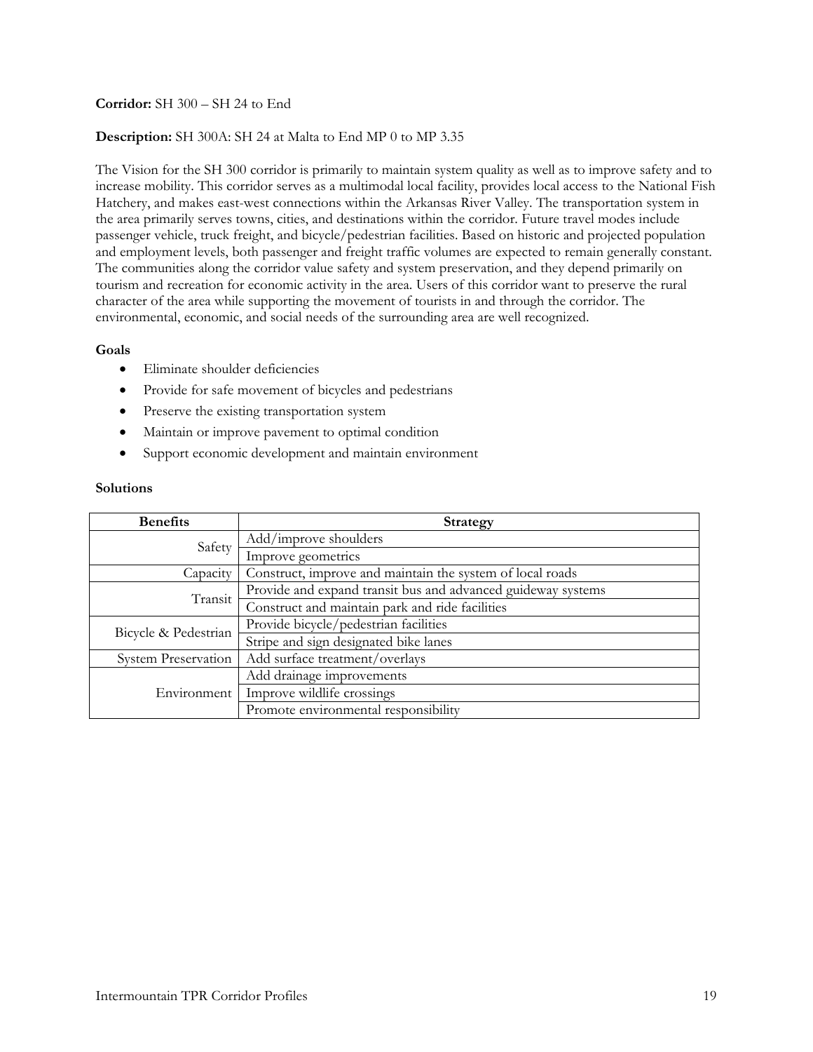**Corridor:** SH 300 – SH 24 to End

**Description:** SH 300A: SH 24 at Malta to End MP 0 to MP 3.35

The Vision for the SH 300 corridor is primarily to maintain system quality as well as to improve safety and to increase mobility. This corridor serves as a multimodal local facility, provides local access to the National Fish Hatchery, and makes east-west connections within the Arkansas River Valley. The transportation system in the area primarily serves towns, cities, and destinations within the corridor. Future travel modes include passenger vehicle, truck freight, and bicycle/pedestrian facilities. Based on historic and projected population and employment levels, both passenger and freight traffic volumes are expected to remain generally constant. The communities along the corridor value safety and system preservation, and they depend primarily on tourism and recreation for economic activity in the area. Users of this corridor want to preserve the rural character of the area while supporting the movement of tourists in and through the corridor. The environmental, economic, and social needs of the surrounding area are well recognized.

**Goals**

- Eliminate shoulder deficiencies
- Provide for safe movement of bicycles and pedestrians
- Preserve the existing transportation system
- Maintain or improve pavement to optimal condition
- Support economic development and maintain environment

**Solutions**

| Benefits | Strategy |
|---|---|
| Safety | Add/improve shoulders |
| | Improve geometrics |
| Capacity | Construct, improve and maintain the system of local roads |
| Transit | Provide and expand transit bus and advanced guideway systems |
| | Construct and maintain park and ride facilities |
| Bicycle & Pedestrian | Provide bicycle/pedestrian facilities |
| | Stripe and sign designated bike lanes |
| System Preservation | Add surface treatment/overlays |
| Environment | Add drainage improvements |
| | Improve wildlife crossings |
| | Promote environmental responsibility |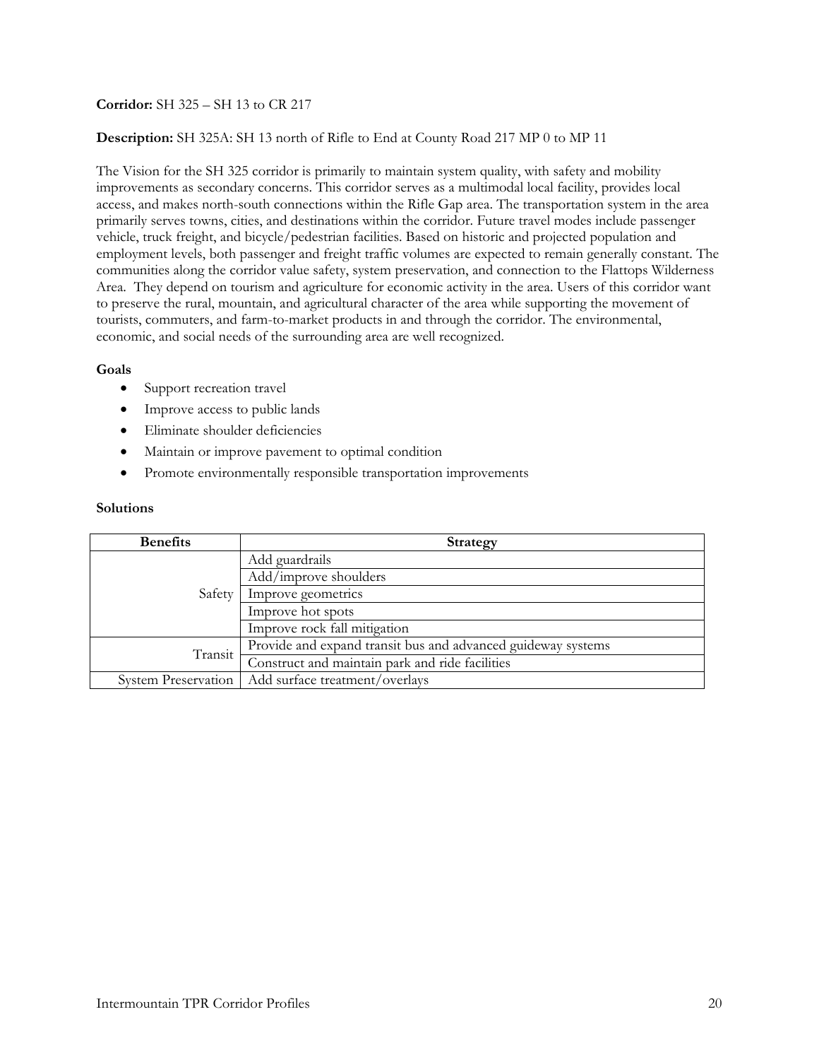**Corridor:** SH 325 – SH 13 to CR 217

**Description:** SH 325A: SH 13 north of Rifle to End at County Road 217 MP 0 to MP 11

The Vision for the SH 325 corridor is primarily to maintain system quality, with safety and mobility improvements as secondary concerns. This corridor serves as a multimodal local facility, provides local access, and makes north-south connections within the Rifle Gap area. The transportation system in the area primarily serves towns, cities, and destinations within the corridor. Future travel modes include passenger vehicle, truck freight, and bicycle/pedestrian facilities. Based on historic and projected population and employment levels, both passenger and freight traffic volumes are expected to remain generally constant. The communities along the corridor value safety, system preservation, and connection to the Flattops Wilderness Area. They depend on tourism and agriculture for economic activity in the area. Users of this corridor want to preserve the rural, mountain, and agricultural character of the area while supporting the movement of tourists, commuters, and farm-to-market products in and through the corridor. The environmental, economic, and social needs of the surrounding area are well recognized.

**Goals**

- Support recreation travel
- Improve access to public lands
- Eliminate shoulder deficiencies
- Maintain or improve pavement to optimal condition
- Promote environmentally responsible transportation improvements

**Solutions**

| Benefits | Strategy |
|---|---|
| Safety | Add guardrails |
| | Add/improve shoulders |
| | Improve geometrics |
| | Improve hot spots |
| | Improve rock fall mitigation |
| Transit | Provide and expand transit bus and advanced guideway systems |
| | Construct and maintain park and ride facilities |
| System Preservation | Add surface treatment/overlays |